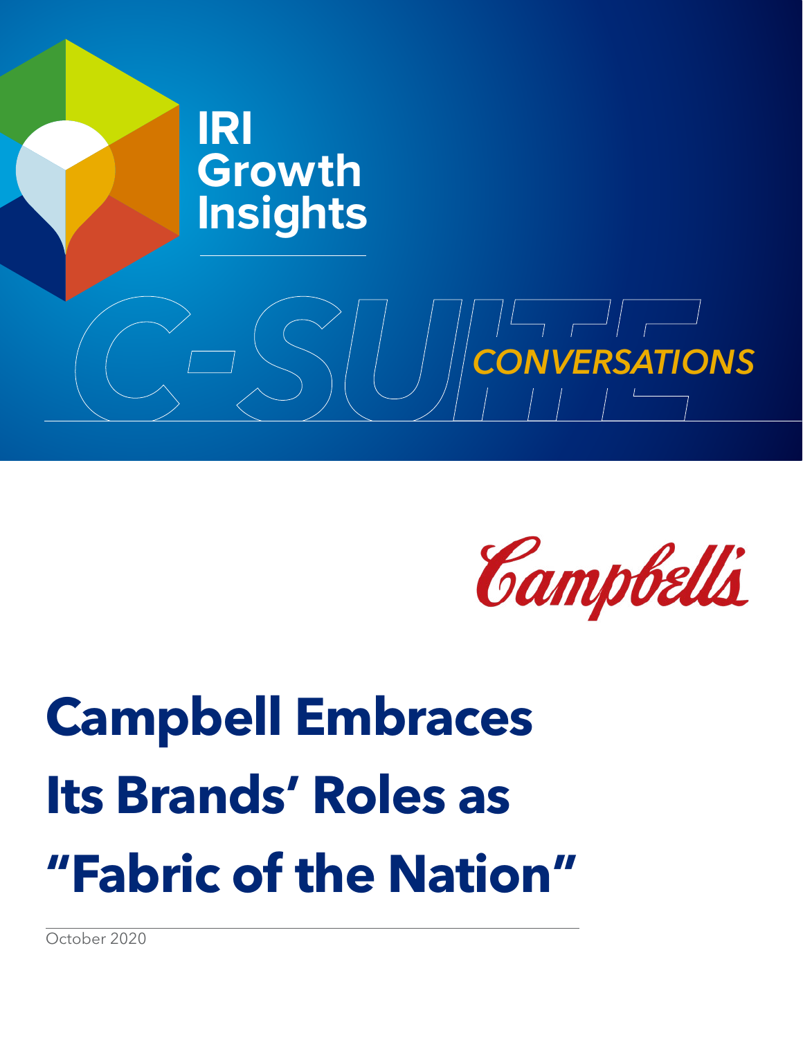IRI Growth Insights

C-SUITE *CONVERSATIONS*

Campbell's

# Campbell Embraces Its Brands' Roles as "Fabric of the Nation"

October 2020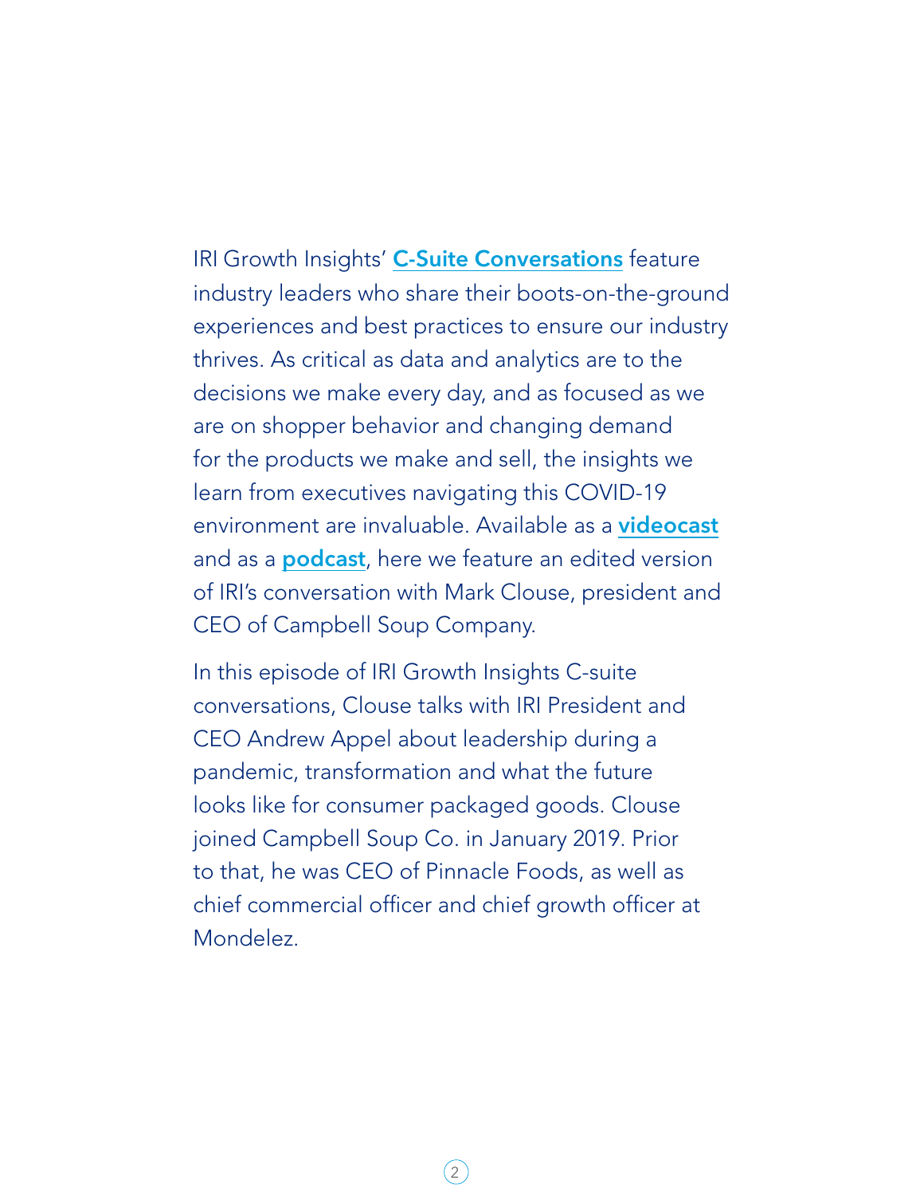IRI Growth Insights' **C-Suite Conversations** feature industry leaders who share their boots-on-the-ground experiences and best practices to ensure our industry thrives. As critical as data and analytics are to the decisions we make every day, and as focused as we are on shopper behavior and changing demand for the products we make and sell, the insights we learn from executives navigating this COVID-19 environment are invaluable. Available as a **videocast** and as a **podcast**, here we feature an edited version of IRI's conversation with Mark Clouse, president and CEO of Campbell Soup Company.

In this episode of IRI Growth Insights C-suite conversations, Clouse talks with IRI President and CEO Andrew Appel about leadership during a pandemic, transformation and what the future looks like for consumer packaged goods. Clouse joined Campbell Soup Co. in January 2019. Prior to that, he was CEO of Pinnacle Foods, as well as chief commercial officer and chief growth officer at Mondelez.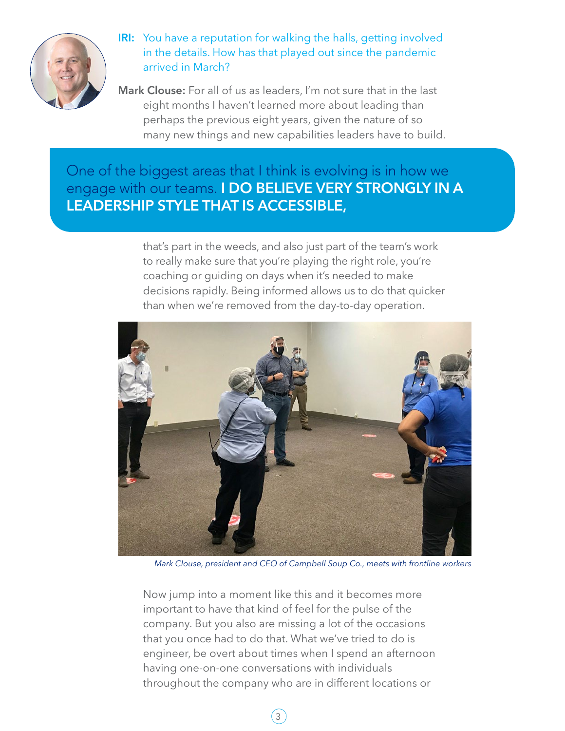**IRI:** You have a reputation for walking the halls, getting involved in the details. How has that played out since the pandemic arrived in March?

**Mark Clouse:** For all of us as leaders, I'm not sure that in the last eight months I haven't learned more about leading than perhaps the previous eight years, given the nature of so many new things and new capabilities leaders have to build.

One of the biggest areas that I think is evolving is in how we engage with our teams. **I DO BELIEVE VERY STRONGLY IN A LEADERSHIP STYLE THAT IS ACCESSIBLE,**

that's part in the weeds, and also just part of the team's work to really make sure that you're playing the right role, you're coaching or guiding on days when it's needed to make decisions rapidly. Being informed allows us to do that quicker than when we're removed from the day-to-day operation.

*Mark Clouse, president and CEO of Campbell Soup Co., meets with frontline workers*

Now jump into a moment like this and it becomes more important to have that kind of feel for the pulse of the company. But you also are missing a lot of the occasions that you once had to do that. What we've tried to do is engineer, be overt about times when I spend an afternoon having one-on-one conversations with individuals throughout the company who are in different locations or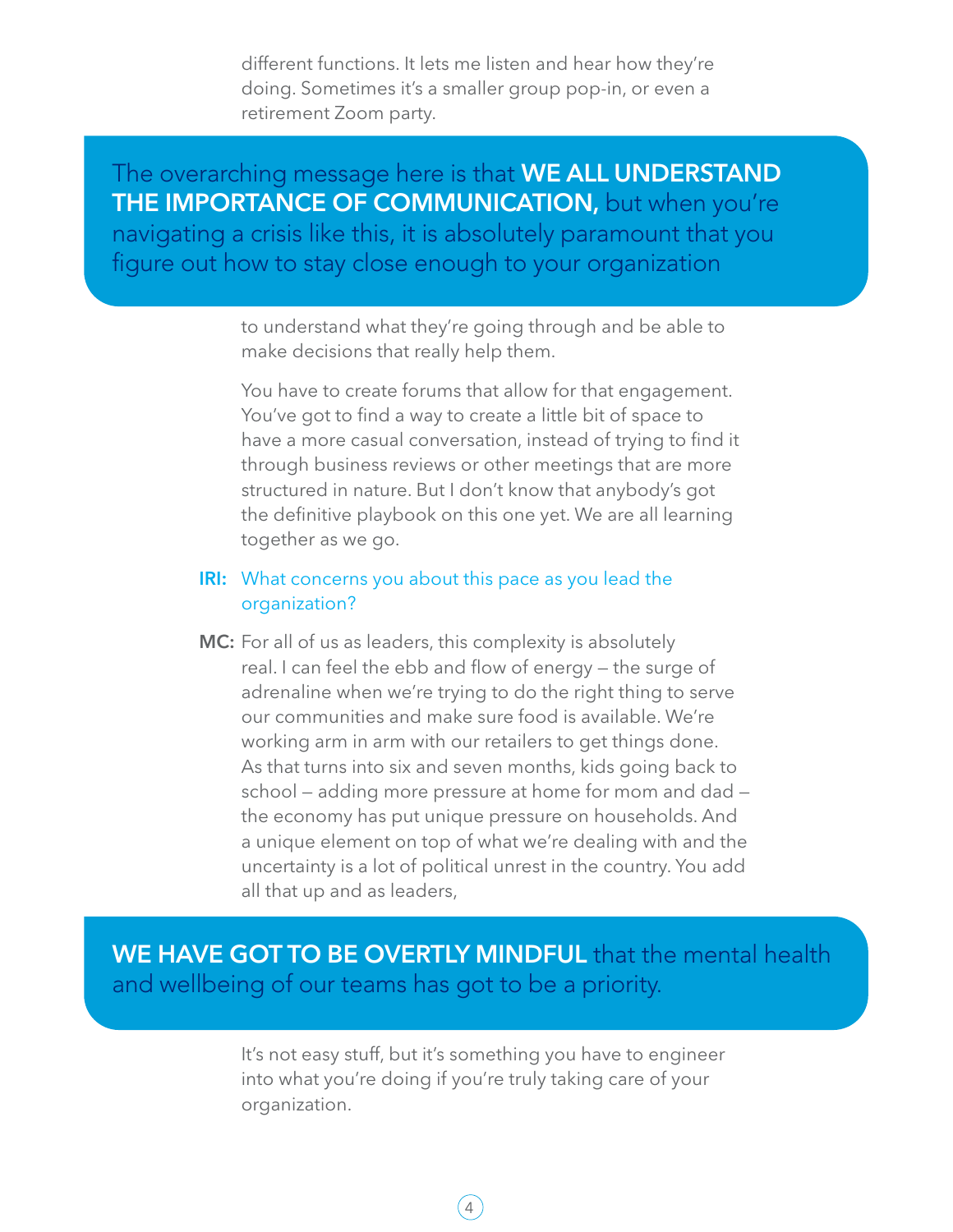different functions. It lets me listen and hear how they're doing. Sometimes it's a smaller group pop-in, or even a retirement Zoom party.

> The overarching message here is that **WE ALL UNDERSTAND THE IMPORTANCE OF COMMUNICATION,** but when you're navigating a crisis like this, it is absolutely paramount that you figure out how to stay close enough to your organization

to understand what they're going through and be able to make decisions that really help them.

You have to create forums that allow for that engagement. You've got to find a way to create a little bit of space to have a more casual conversation, instead of trying to find it through business reviews or other meetings that are more structured in nature. But I don't know that anybody's got the definitive playbook on this one yet. We are all learning together as we go.

**IRI:** What concerns you about this pace as you lead the organization?

**MC:** For all of us as leaders, this complexity is absolutely real. I can feel the ebb and flow of energy — the surge of adrenaline when we're trying to do the right thing to serve our communities and make sure food is available. We're working arm in arm with our retailers to get things done. As that turns into six and seven months, kids going back to school — adding more pressure at home for mom and dad — the economy has put unique pressure on households. And a unique element on top of what we're dealing with and the uncertainty is a lot of political unrest in the country. You add all that up and as leaders,

> **WE HAVE GOT TO BE OVERTLY MINDFUL** that the mental health and wellbeing of our teams has got to be a priority.

It's not easy stuff, but it's something you have to engineer into what you're doing if you're truly taking care of your organization.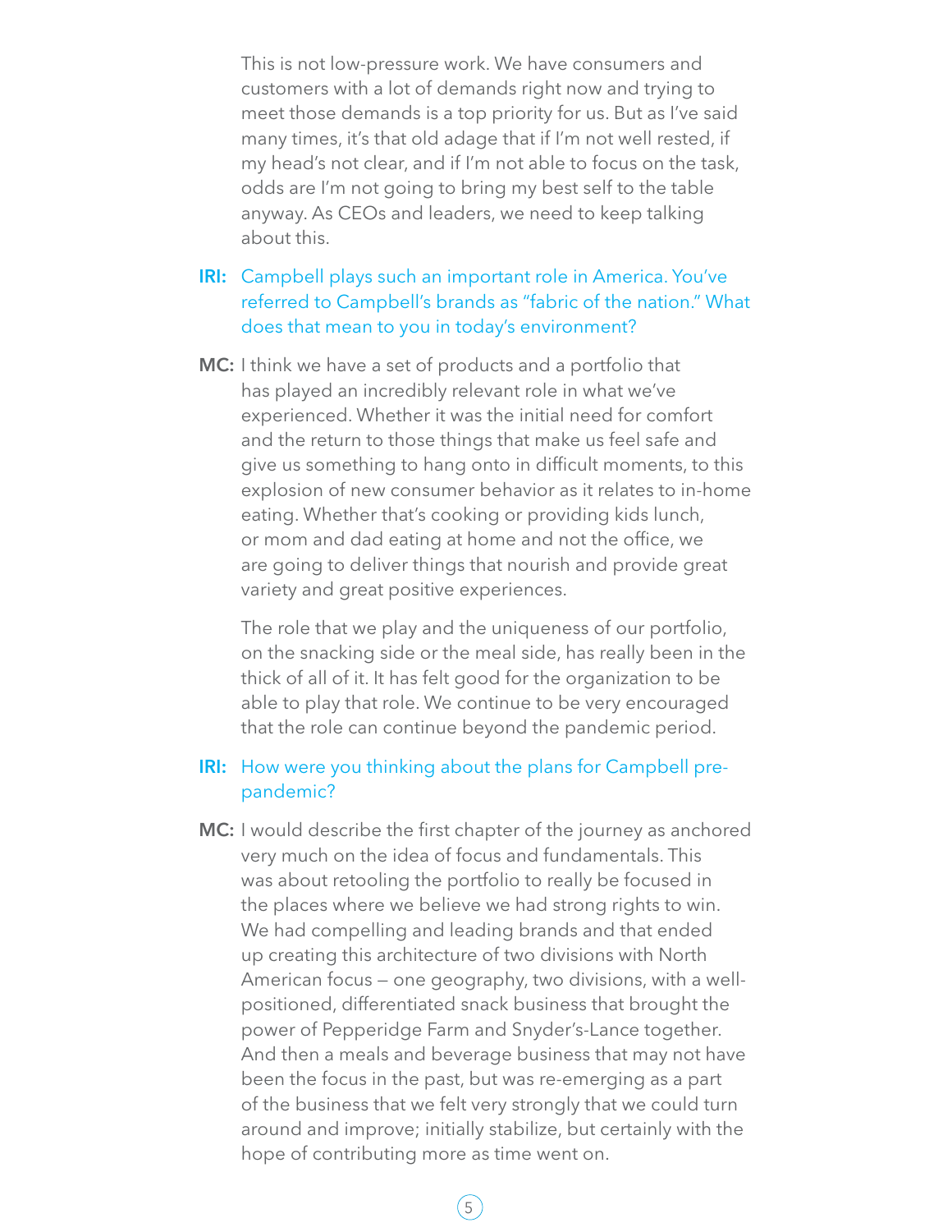This is not low-pressure work. We have consumers and customers with a lot of demands right now and trying to meet those demands is a top priority for us. But as I've said many times, it's that old adage that if I'm not well rested, if my head's not clear, and if I'm not able to focus on the task, odds are I'm not going to bring my best self to the table anyway. As CEOs and leaders, we need to keep talking about this.

**IRI:** Campbell plays such an important role in America. You've referred to Campbell's brands as "fabric of the nation." What does that mean to you in today's environment?

**MC:** I think we have a set of products and a portfolio that has played an incredibly relevant role in what we've experienced. Whether it was the initial need for comfort and the return to those things that make us feel safe and give us something to hang onto in difficult moments, to this explosion of new consumer behavior as it relates to in-home eating. Whether that's cooking or providing kids lunch, or mom and dad eating at home and not the office, we are going to deliver things that nourish and provide great variety and great positive experiences.

The role that we play and the uniqueness of our portfolio, on the snacking side or the meal side, has really been in the thick of all of it. It has felt good for the organization to be able to play that role. We continue to be very encouraged that the role can continue beyond the pandemic period.

**IRI:** How were you thinking about the plans for Campbell pre-pandemic?

**MC:** I would describe the first chapter of the journey as anchored very much on the idea of focus and fundamentals. This was about retooling the portfolio to really be focused in the places where we believe we had strong rights to win. We had compelling and leading brands and that ended up creating this architecture of two divisions with North American focus — one geography, two divisions, with a well-positioned, differentiated snack business that brought the power of Pepperidge Farm and Snyder's-Lance together. And then a meals and beverage business that may not have been the focus in the past, but was re-emerging as a part of the business that we felt very strongly that we could turn around and improve; initially stabilize, but certainly with the hope of contributing more as time went on.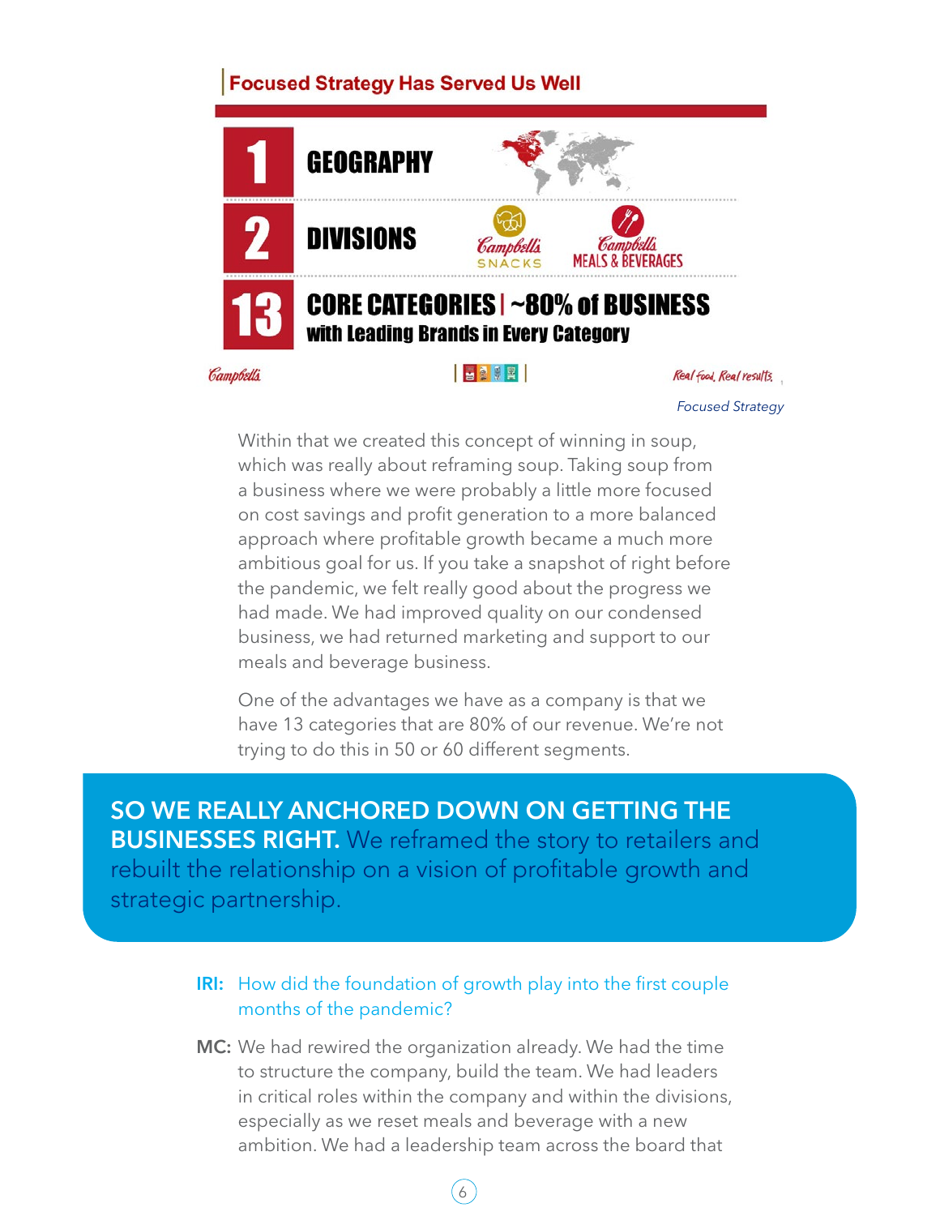## Focused Strategy Has Served Us Well

**1** GEOGRAPHY

**2** DIVISIONS — Campbell's SNACKS | Campbell's MEALS & BEVERAGES

**13** CORE CATEGORIES | ~80% of BUSINESS
with Leading Brands in Every Category

Campbell's — Real food, Real results.

*Focused Strategy*

Within that we created this concept of winning in soup, which was really about reframing soup. Taking soup from a business where we were probably a little more focused on cost savings and profit generation to a more balanced approach where profitable growth became a much more ambitious goal for us. If you take a snapshot of right before the pandemic, we felt really good about the progress we had made. We had improved quality on our condensed business, we had returned marketing and support to our meals and beverage business.

One of the advantages we have as a company is that we have 13 categories that are 80% of our revenue. We're not trying to do this in 50 or 60 different segments.

> **SO WE REALLY ANCHORED DOWN ON GETTING THE BUSINESSES RIGHT.** We reframed the story to retailers and rebuilt the relationship on a vision of profitable growth and strategic partnership.

**IRI:** How did the foundation of growth play into the first couple months of the pandemic?

**MC:** We had rewired the organization already. We had the time to structure the company, build the team. We had leaders in critical roles within the company and within the divisions, especially as we reset meals and beverage with a new ambition. We had a leadership team across the board that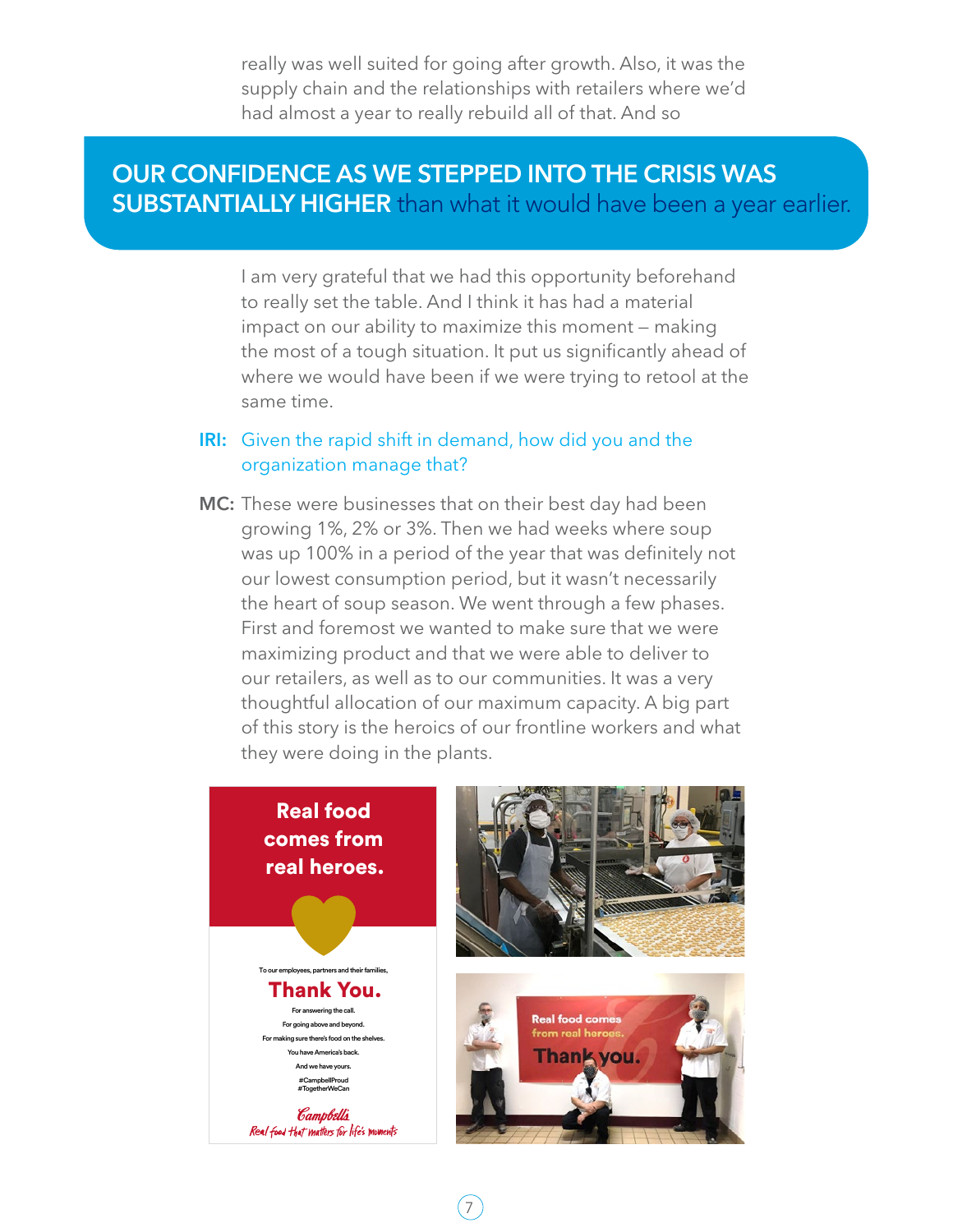really was well suited for going after growth. Also, it was the supply chain and the relationships with retailers where we'd had almost a year to really rebuild all of that. And so

**OUR CONFIDENCE AS WE STEPPED INTO THE CRISIS WAS SUBSTANTIALLY HIGHER** than what it would have been a year earlier.

I am very grateful that we had this opportunity beforehand to really set the table. And I think it has had a material impact on our ability to maximize this moment – making the most of a tough situation. It put us significantly ahead of where we would have been if we were trying to retool at the same time.

**IRI:** Given the rapid shift in demand, how did you and the organization manage that?

**MC:** These were businesses that on their best day had been growing 1%, 2% or 3%. Then we had weeks where soup was up 100% in a period of the year that was definitely not our lowest consumption period, but it wasn't necessarily the heart of soup season. We went through a few phases. First and foremost we wanted to make sure that we were maximizing product and that we were able to deliver to our retailers, as well as to our communities. It was a very thoughtful allocation of our maximum capacity. A big part of this story is the heroics of our frontline workers and what they were doing in the plants.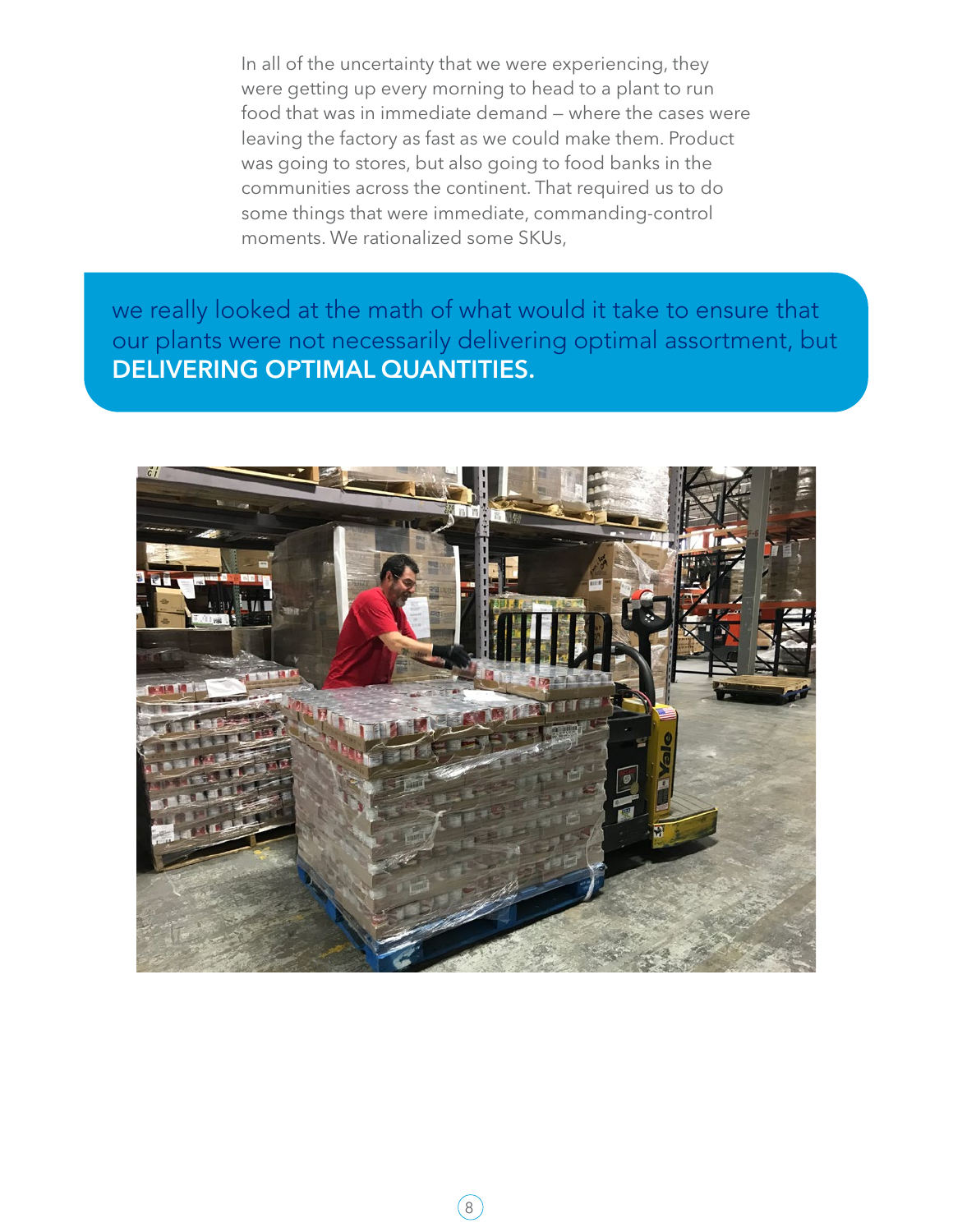In all of the uncertainty that we were experiencing, they were getting up every morning to head to a plant to run food that was in immediate demand — where the cases were leaving the factory as fast as we could make them. Product was going to stores, but also going to food banks in the communities across the continent. That required us to do some things that were immediate, commanding-control moments. We rationalized some SKUs,

we really looked at the math of what would it take to ensure that our plants were not necessarily delivering optimal assortment, but **DELIVERING OPTIMAL QUANTITIES.**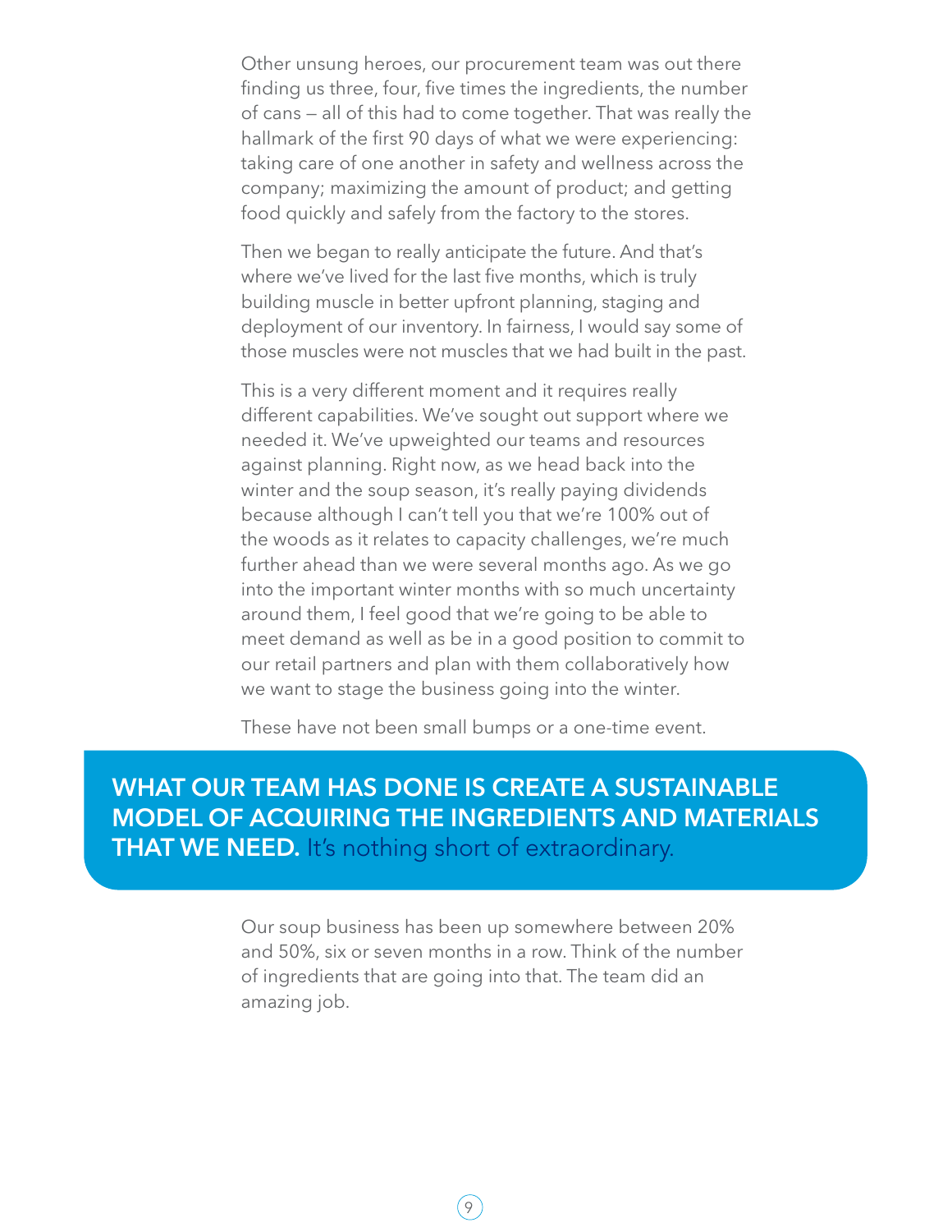Other unsung heroes, our procurement team was out there finding us three, four, five times the ingredients, the number of cans — all of this had to come together. That was really the hallmark of the first 90 days of what we were experiencing: taking care of one another in safety and wellness across the company; maximizing the amount of product; and getting food quickly and safely from the factory to the stores.

Then we began to really anticipate the future. And that's where we've lived for the last five months, which is truly building muscle in better upfront planning, staging and deployment of our inventory. In fairness, I would say some of those muscles were not muscles that we had built in the past.

This is a very different moment and it requires really different capabilities. We've sought out support where we needed it. We've upweighted our teams and resources against planning. Right now, as we head back into the winter and the soup season, it's really paying dividends because although I can't tell you that we're 100% out of the woods as it relates to capacity challenges, we're much further ahead than we were several months ago. As we go into the important winter months with so much uncertainty around them, I feel good that we're going to be able to meet demand as well as be in a good position to commit to our retail partners and plan with them collaboratively how we want to stage the business going into the winter.

These have not been small bumps or a one-time event.

**WHAT OUR TEAM HAS DONE IS CREATE A SUSTAINABLE MODEL OF ACQUIRING THE INGREDIENTS AND MATERIALS THAT WE NEED.** It's nothing short of extraordinary.

Our soup business has been up somewhere between 20% and 50%, six or seven months in a row. Think of the number of ingredients that are going into that. The team did an amazing job.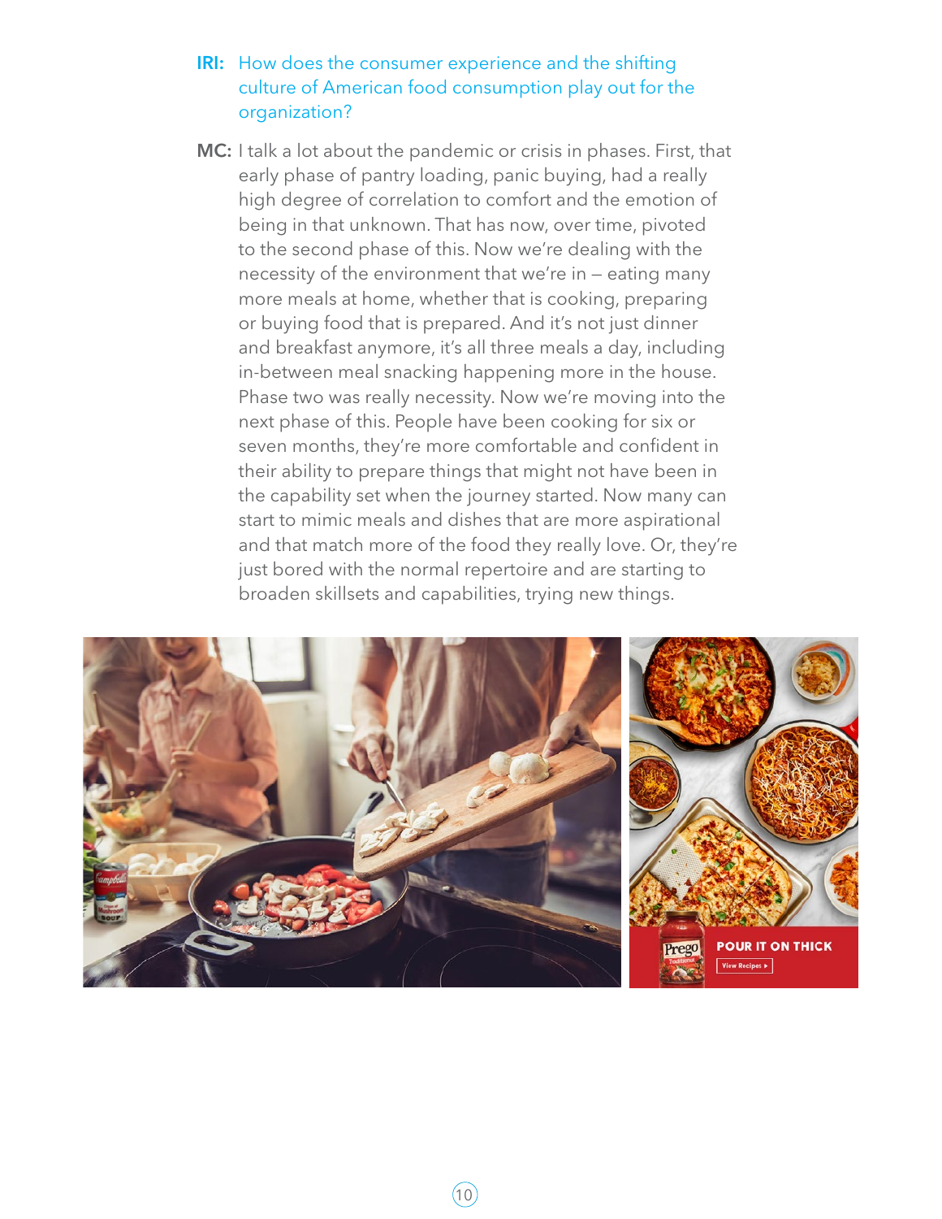**IRI:** How does the consumer experience and the shifting culture of American food consumption play out for the organization?

**MC:** I talk a lot about the pandemic or crisis in phases. First, that early phase of pantry loading, panic buying, had a really high degree of correlation to comfort and the emotion of being in that unknown. That has now, over time, pivoted to the second phase of this. Now we're dealing with the necessity of the environment that we're in – eating many more meals at home, whether that is cooking, preparing or buying food that is prepared. And it's not just dinner and breakfast anymore, it's all three meals a day, including in-between meal snacking happening more in the house. Phase two was really necessity. Now we're moving into the next phase of this. People have been cooking for six or seven months, they're more comfortable and confident in their ability to prepare things that might not have been in the capability set when the journey started. Now many can start to mimic meals and dishes that are more aspirational and that match more of the food they really love. Or, they're just bored with the normal repertoire and are starting to broaden skillsets and capabilities, trying new things.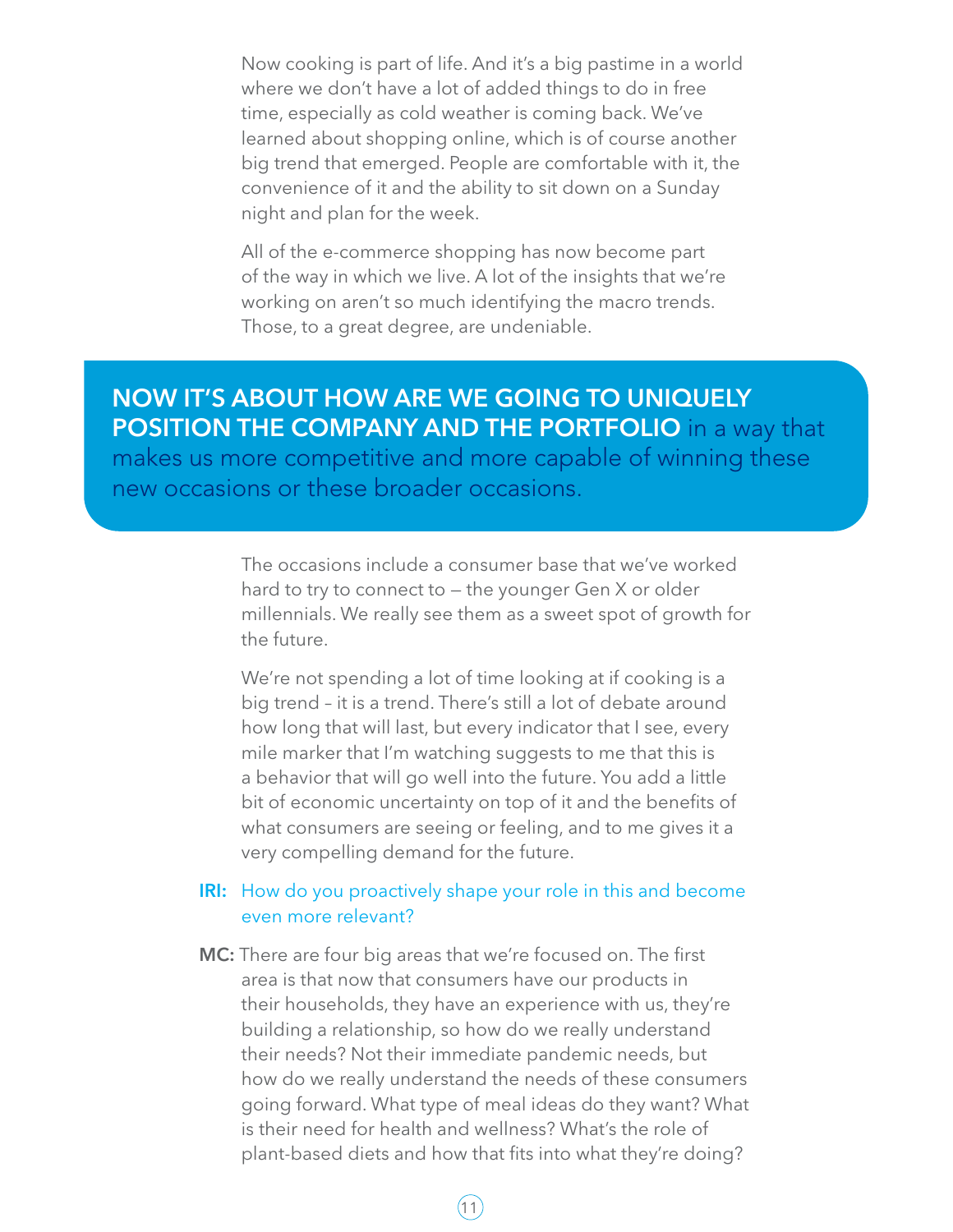Now cooking is part of life. And it's a big pastime in a world where we don't have a lot of added things to do in free time, especially as cold weather is coming back. We've learned about shopping online, which is of course another big trend that emerged. People are comfortable with it, the convenience of it and the ability to sit down on a Sunday night and plan for the week.

All of the e-commerce shopping has now become part of the way in which we live. A lot of the insights that we're working on aren't so much identifying the macro trends. Those, to a great degree, are undeniable.

> **NOW IT'S ABOUT HOW ARE WE GOING TO UNIQUELY POSITION THE COMPANY AND THE PORTFOLIO** in a way that makes us more competitive and more capable of winning these new occasions or these broader occasions.

The occasions include a consumer base that we've worked hard to try to connect to — the younger Gen X or older millennials. We really see them as a sweet spot of growth for the future.

We're not spending a lot of time looking at if cooking is a big trend – it is a trend. There's still a lot of debate around how long that will last, but every indicator that I see, every mile marker that I'm watching suggests to me that this is a behavior that will go well into the future. You add a little bit of economic uncertainty on top of it and the benefits of what consumers are seeing or feeling, and to me gives it a very compelling demand for the future.

**IRI:** How do you proactively shape your role in this and become even more relevant?

**MC:** There are four big areas that we're focused on. The first area is that now that consumers have our products in their households, they have an experience with us, they're building a relationship, so how do we really understand their needs? Not their immediate pandemic needs, but how do we really understand the needs of these consumers going forward. What type of meal ideas do they want? What is their need for health and wellness? What's the role of plant-based diets and how that fits into what they're doing?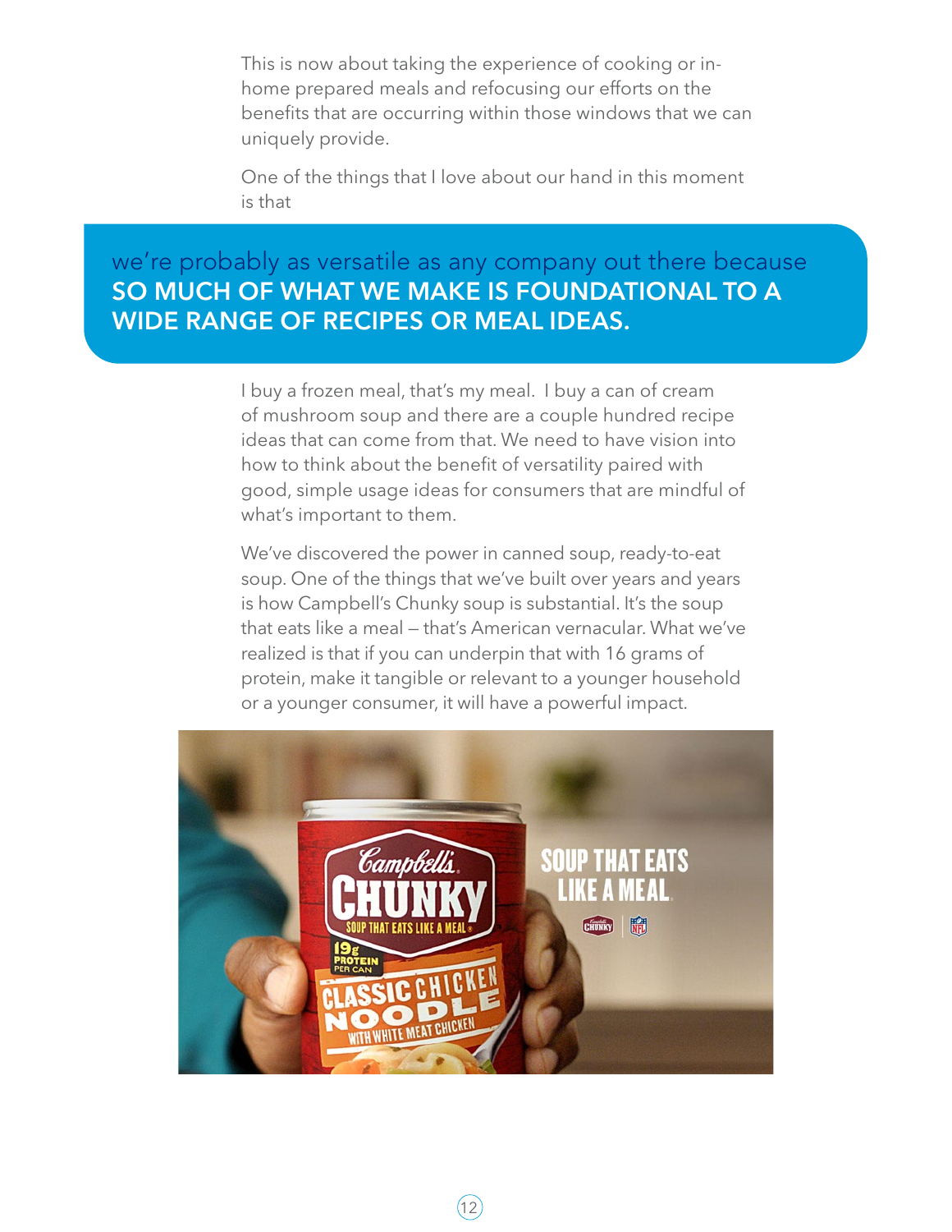This is now about taking the experience of cooking or in-home prepared meals and refocusing our efforts on the benefits that are occurring within those windows that we can uniquely provide.

One of the things that I love about our hand in this moment is that

> we're probably as versatile as any company out there because **SO MUCH OF WHAT WE MAKE IS FOUNDATIONAL TO A WIDE RANGE OF RECIPES OR MEAL IDEAS.**

I buy a frozen meal, that's my meal. I buy a can of cream of mushroom soup and there are a couple hundred recipe ideas that can come from that. We need to have vision into how to think about the benefit of versatility paired with good, simple usage ideas for consumers that are mindful of what's important to them.

We've discovered the power in canned soup, ready-to-eat soup. One of the things that we've built over years and years is how Campbell's Chunky soup is substantial. It's the soup that eats like a meal – that's American vernacular. What we've realized is that if you can underpin that with 16 grams of protein, make it tangible or relevant to a younger household or a younger consumer, it will have a powerful impact.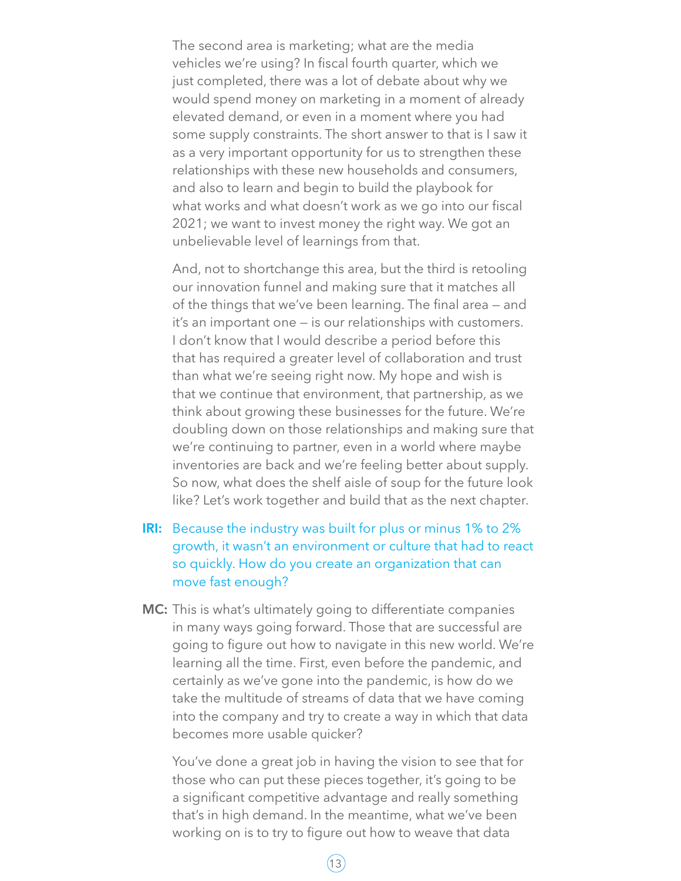The second area is marketing; what are the media vehicles we're using? In fiscal fourth quarter, which we just completed, there was a lot of debate about why we would spend money on marketing in a moment of already elevated demand, or even in a moment where you had some supply constraints. The short answer to that is I saw it as a very important opportunity for us to strengthen these relationships with these new households and consumers, and also to learn and begin to build the playbook for what works and what doesn't work as we go into our fiscal 2021; we want to invest money the right way. We got an unbelievable level of learnings from that.

And, not to shortchange this area, but the third is retooling our innovation funnel and making sure that it matches all of the things that we've been learning. The final area — and it's an important one — is our relationships with customers. I don't know that I would describe a period before this that has required a greater level of collaboration and trust than what we're seeing right now. My hope and wish is that we continue that environment, that partnership, as we think about growing these businesses for the future. We're doubling down on those relationships and making sure that we're continuing to partner, even in a world where maybe inventories are back and we're feeling better about supply. So now, what does the shelf aisle of soup for the future look like? Let's work together and build that as the next chapter.

**IRI:** Because the industry was built for plus or minus 1% to 2% growth, it wasn't an environment or culture that had to react so quickly. How do you create an organization that can move fast enough?

**MC:** This is what's ultimately going to differentiate companies in many ways going forward. Those that are successful are going to figure out how to navigate in this new world. We're learning all the time. First, even before the pandemic, and certainly as we've gone into the pandemic, is how do we take the multitude of streams of data that we have coming into the company and try to create a way in which that data becomes more usable quicker?

You've done a great job in having the vision to see that for those who can put these pieces together, it's going to be a significant competitive advantage and really something that's in high demand. In the meantime, what we've been working on is to try to figure out how to weave that data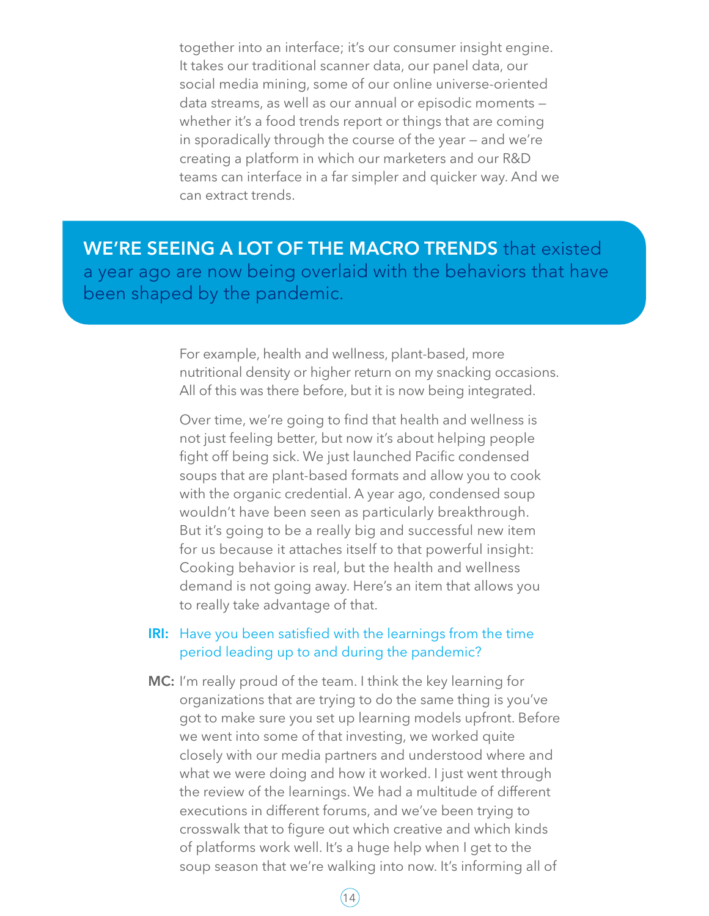together into an interface; it's our consumer insight engine. It takes our traditional scanner data, our panel data, our social media mining, some of our online universe-oriented data streams, as well as our annual or episodic moments — whether it's a food trends report or things that are coming in sporadically through the course of the year — and we're creating a platform in which our marketers and our R&D teams can interface in a far simpler and quicker way. And we can extract trends.

> **WE'RE SEEING A LOT OF THE MACRO TRENDS** that existed a year ago are now being overlaid with the behaviors that have been shaped by the pandemic.

For example, health and wellness, plant-based, more nutritional density or higher return on my snacking occasions. All of this was there before, but it is now being integrated.

Over time, we're going to find that health and wellness is not just feeling better, but now it's about helping people fight off being sick. We just launched Pacific condensed soups that are plant-based formats and allow you to cook with the organic credential. A year ago, condensed soup wouldn't have been seen as particularly breakthrough. But it's going to be a really big and successful new item for us because it attaches itself to that powerful insight: Cooking behavior is real, but the health and wellness demand is not going away. Here's an item that allows you to really take advantage of that.

**IRI:** Have you been satisfied with the learnings from the time period leading up to and during the pandemic?

**MC:** I'm really proud of the team. I think the key learning for organizations that are trying to do the same thing is you've got to make sure you set up learning models upfront. Before we went into some of that investing, we worked quite closely with our media partners and understood where and what we were doing and how it worked. I just went through the review of the learnings. We had a multitude of different executions in different forums, and we've been trying to crosswalk that to figure out which creative and which kinds of platforms work well. It's a huge help when I get to the soup season that we're walking into now. It's informing all of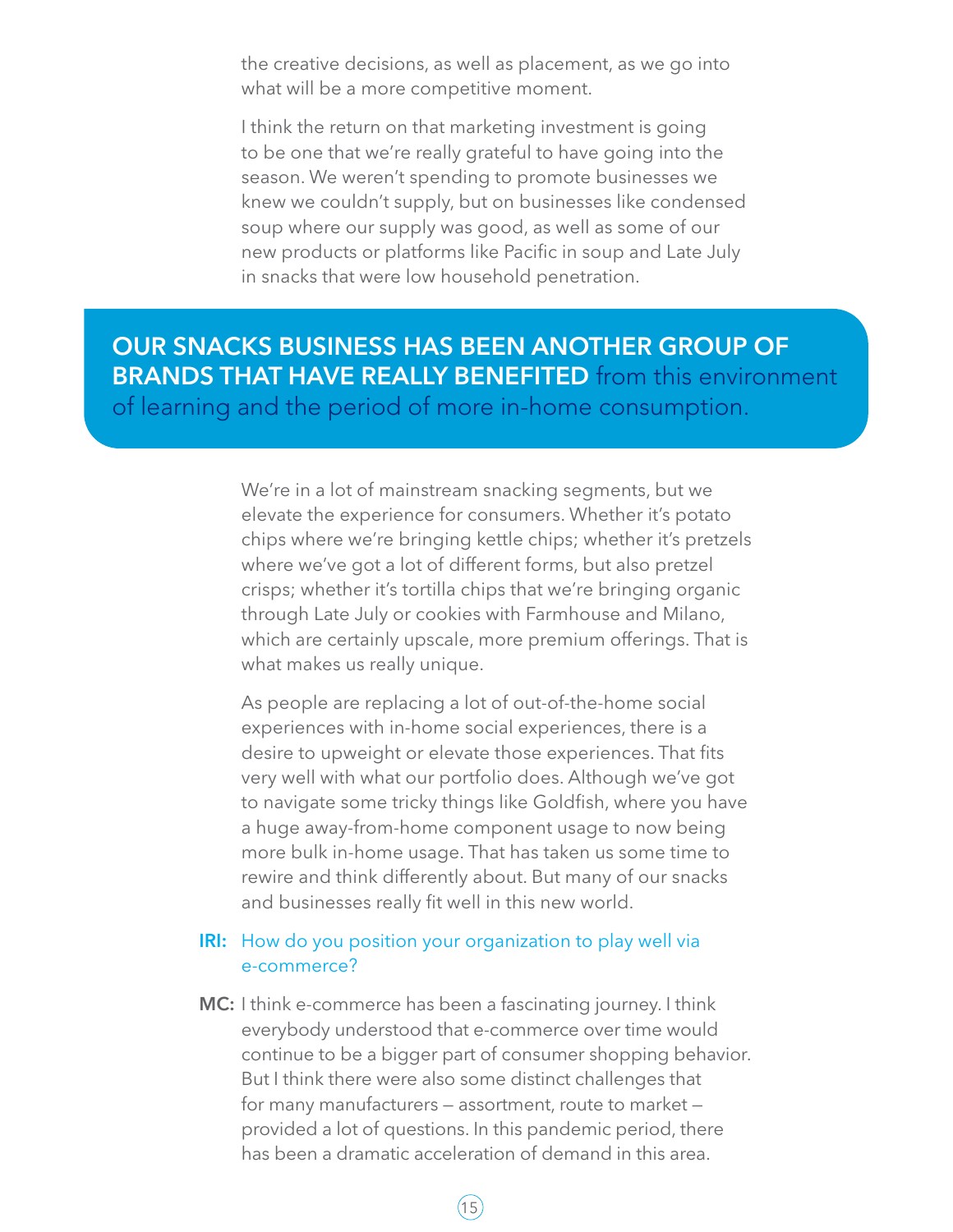the creative decisions, as well as placement, as we go into what will be a more competitive moment.

I think the return on that marketing investment is going to be one that we're really grateful to have going into the season. We weren't spending to promote businesses we knew we couldn't supply, but on businesses like condensed soup where our supply was good, as well as some of our new products or platforms like Pacific in soup and Late July in snacks that were low household penetration.

> **OUR SNACKS BUSINESS HAS BEEN ANOTHER GROUP OF BRANDS THAT HAVE REALLY BENEFITED** from this environment of learning and the period of more in-home consumption.

We're in a lot of mainstream snacking segments, but we elevate the experience for consumers. Whether it's potato chips where we're bringing kettle chips; whether it's pretzels where we've got a lot of different forms, but also pretzel crisps; whether it's tortilla chips that we're bringing organic through Late July or cookies with Farmhouse and Milano, which are certainly upscale, more premium offerings. That is what makes us really unique.

As people are replacing a lot of out-of-the-home social experiences with in-home social experiences, there is a desire to upweight or elevate those experiences. That fits very well with what our portfolio does. Although we've got to navigate some tricky things like Goldfish, where you have a huge away-from-home component usage to now being more bulk in-home usage. That has taken us some time to rewire and think differently about. But many of our snacks and businesses really fit well in this new world.

**IRI:** How do you position your organization to play well via e-commerce?

**MC:** I think e-commerce has been a fascinating journey. I think everybody understood that e-commerce over time would continue to be a bigger part of consumer shopping behavior. But I think there were also some distinct challenges that for many manufacturers — assortment, route to market — provided a lot of questions. In this pandemic period, there has been a dramatic acceleration of demand in this area.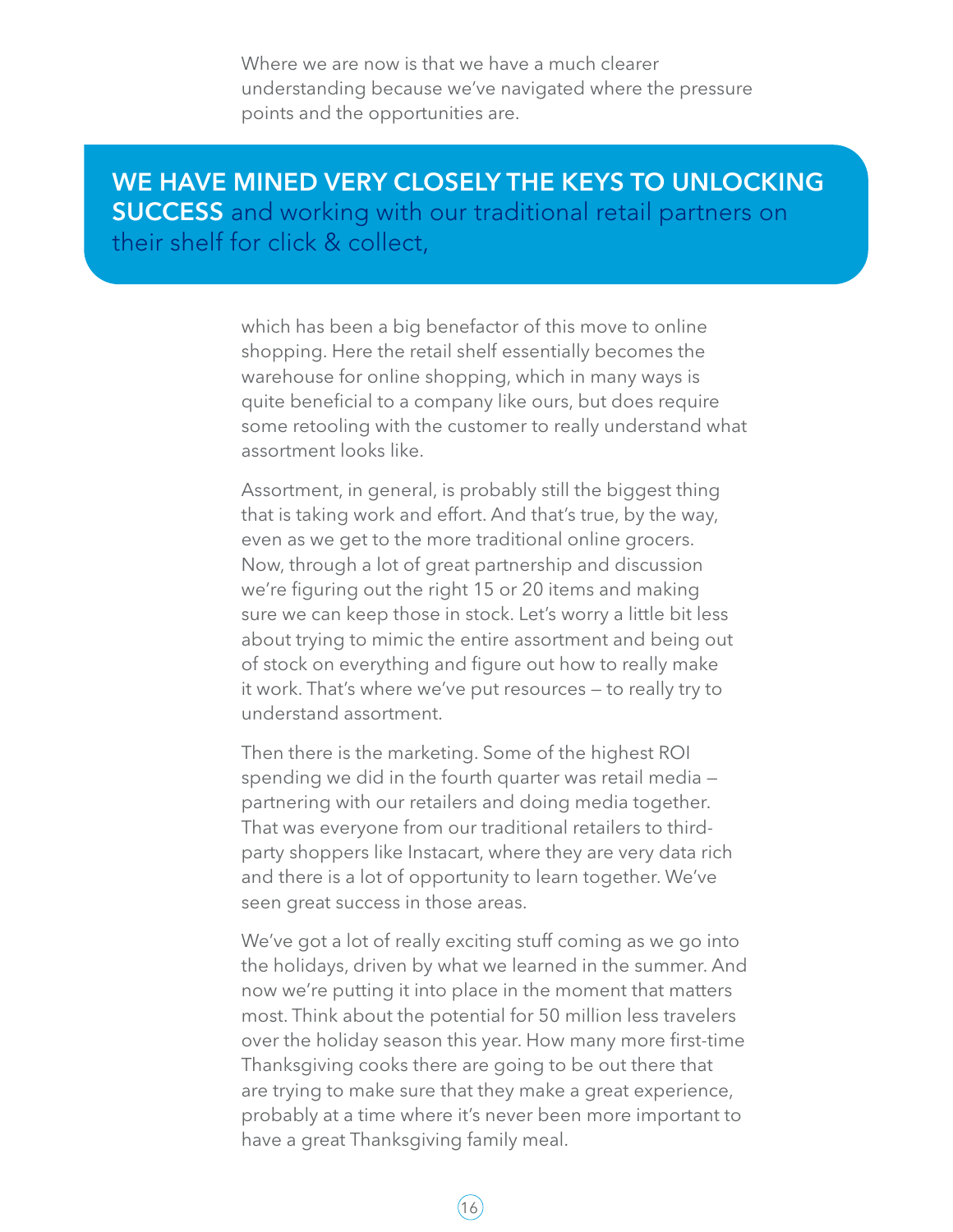Where we are now is that we have a much clearer understanding because we've navigated where the pressure points and the opportunities are.

**WE HAVE MINED VERY CLOSELY THE KEYS TO UNLOCKING SUCCESS** and working with our traditional retail partners on their shelf for click & collect,

which has been a big benefactor of this move to online shopping. Here the retail shelf essentially becomes the warehouse for online shopping, which in many ways is quite beneficial to a company like ours, but does require some retooling with the customer to really understand what assortment looks like.

Assortment, in general, is probably still the biggest thing that is taking work and effort. And that's true, by the way, even as we get to the more traditional online grocers. Now, through a lot of great partnership and discussion we're figuring out the right 15 or 20 items and making sure we can keep those in stock. Let's worry a little bit less about trying to mimic the entire assortment and being out of stock on everything and figure out how to really make it work. That's where we've put resources — to really try to understand assortment.

Then there is the marketing. Some of the highest ROI spending we did in the fourth quarter was retail media — partnering with our retailers and doing media together. That was everyone from our traditional retailers to third-party shoppers like Instacart, where they are very data rich and there is a lot of opportunity to learn together. We've seen great success in those areas.

We've got a lot of really exciting stuff coming as we go into the holidays, driven by what we learned in the summer. And now we're putting it into place in the moment that matters most. Think about the potential for 50 million less travelers over the holiday season this year. How many more first-time Thanksgiving cooks there are going to be out there that are trying to make sure that they make a great experience, probably at a time where it's never been more important to have a great Thanksgiving family meal.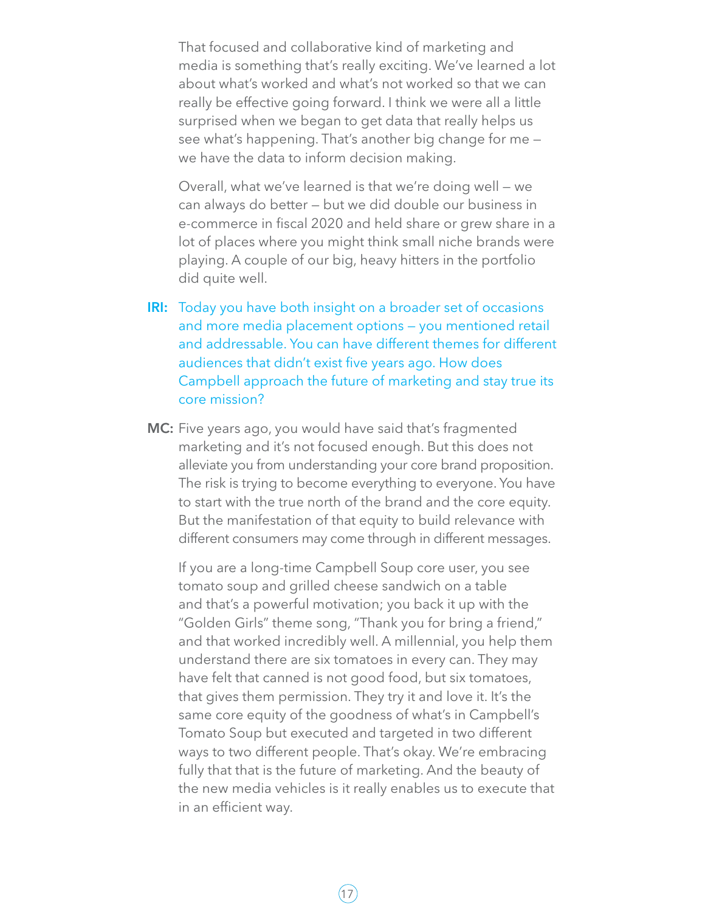That focused and collaborative kind of marketing and media is something that's really exciting. We've learned a lot about what's worked and what's not worked so that we can really be effective going forward. I think we were all a little surprised when we began to get data that really helps us see what's happening. That's another big change for me – we have the data to inform decision making.

Overall, what we've learned is that we're doing well – we can always do better – but we did double our business in e-commerce in fiscal 2020 and held share or grew share in a lot of places where you might think small niche brands were playing. A couple of our big, heavy hitters in the portfolio did quite well.

**IRI:** Today you have both insight on a broader set of occasions and more media placement options – you mentioned retail and addressable. You can have different themes for different audiences that didn't exist five years ago. How does Campbell approach the future of marketing and stay true its core mission?

**MC:** Five years ago, you would have said that's fragmented marketing and it's not focused enough. But this does not alleviate you from understanding your core brand proposition. The risk is trying to become everything to everyone. You have to start with the true north of the brand and the core equity. But the manifestation of that equity to build relevance with different consumers may come through in different messages.

If you are a long-time Campbell Soup core user, you see tomato soup and grilled cheese sandwich on a table and that's a powerful motivation; you back it up with the "Golden Girls" theme song, "Thank you for bring a friend," and that worked incredibly well. A millennial, you help them understand there are six tomatoes in every can. They may have felt that canned is not good food, but six tomatoes, that gives them permission. They try it and love it. It's the same core equity of the goodness of what's in Campbell's Tomato Soup but executed and targeted in two different ways to two different people. That's okay. We're embracing fully that that is the future of marketing. And the beauty of the new media vehicles is it really enables us to execute that in an efficient way.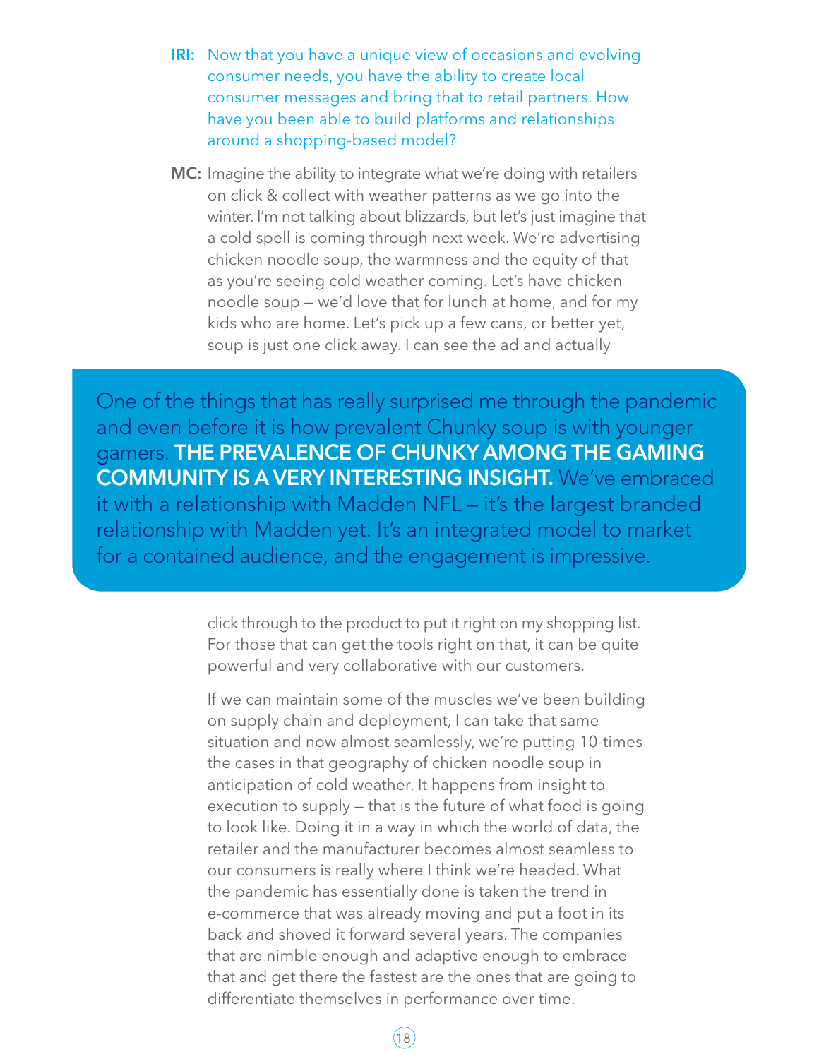**IRI:** Now that you have a unique view of occasions and evolving consumer needs, you have the ability to create local consumer messages and bring that to retail partners. How have you been able to build platforms and relationships around a shopping-based model?

**MC:** Imagine the ability to integrate what we're doing with retailers on click & collect with weather patterns as we go into the winter. I'm not talking about blizzards, but let's just imagine that a cold spell is coming through next week. We're advertising chicken noodle soup, the warmness and the equity of that as you're seeing cold weather coming. Let's have chicken noodle soup — we'd love that for lunch at home, and for my kids who are home. Let's pick up a few cans, or better yet, soup is just one click away. I can see the ad and actually click through to the product to put it right on my shopping list. For those that can get the tools right on that, it can be quite powerful and very collaborative with our customers.

> One of the things that has really surprised me through the pandemic and even before it is how prevalent Chunky soup is with younger gamers. **THE PREVALENCE OF CHUNKY AMONG THE GAMING COMMUNITY IS A VERY INTERESTING INSIGHT.** We've embraced it with a relationship with Madden NFL — it's the largest branded relationship with Madden yet. It's an integrated model to market for a contained audience, and the engagement is impressive.

If we can maintain some of the muscles we've been building on supply chain and deployment, I can take that same situation and now almost seamlessly, we're putting 10-times the cases in that geography of chicken noodle soup in anticipation of cold weather. It happens from insight to execution to supply — that is the future of what food is going to look like. Doing it in a way in which the world of data, the retailer and the manufacturer becomes almost seamless to our consumers is really where I think we're headed. What the pandemic has essentially done is taken the trend in e-commerce that was already moving and put a foot in its back and shoved it forward several years. The companies that are nimble enough and adaptive enough to embrace that and get there the fastest are the ones that are going to differentiate themselves in performance over time.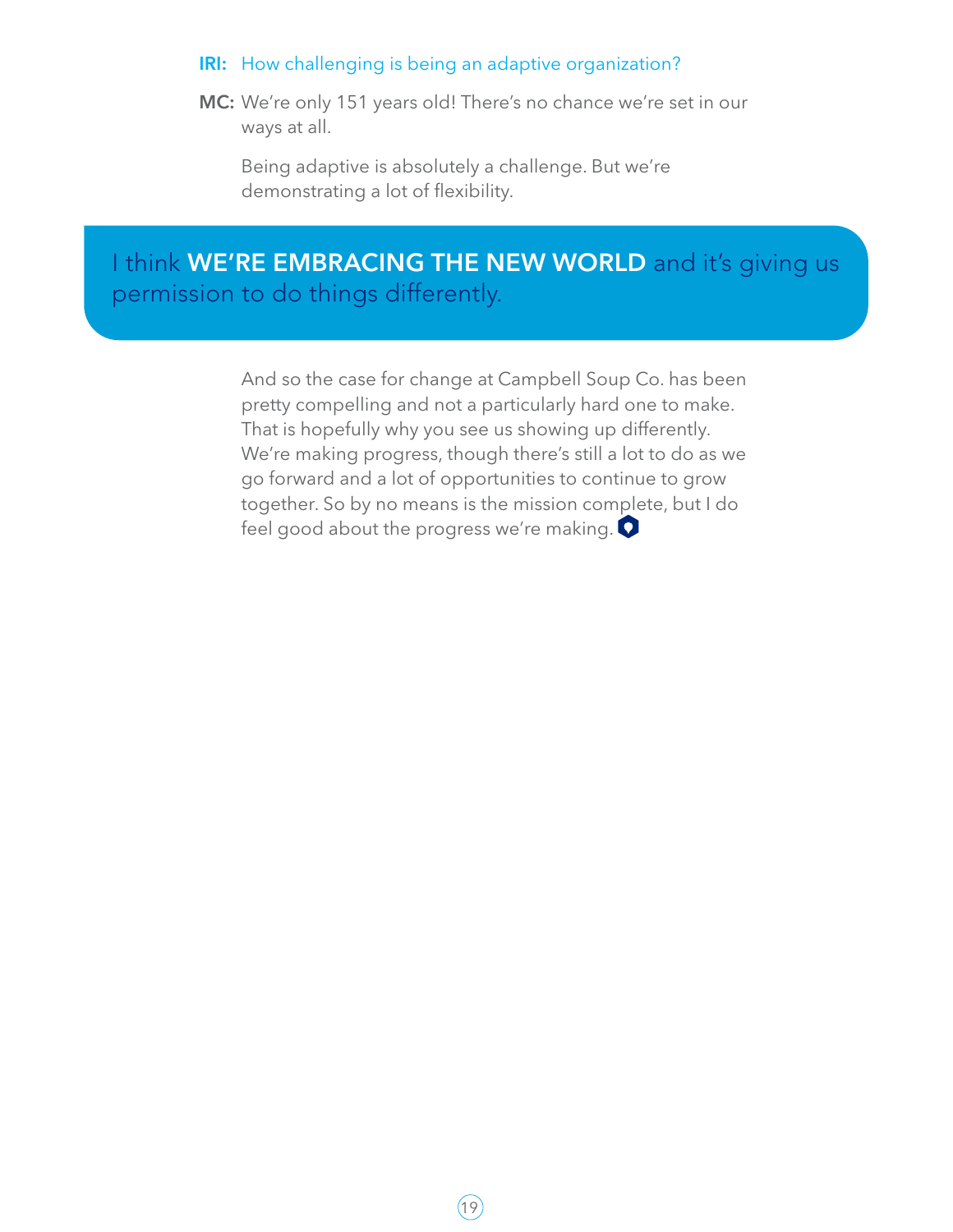**IRI:** How challenging is being an adaptive organization?

**MC:** We're only 151 years old! There's no chance we're set in our ways at all.

Being adaptive is absolutely a challenge. But we're demonstrating a lot of flexibility.

> I think **WE'RE EMBRACING THE NEW WORLD** and it's giving us permission to do things differently.

And so the case for change at Campbell Soup Co. has been pretty compelling and not a particularly hard one to make. That is hopefully why you see us showing up differently. We're making progress, though there's still a lot to do as we go forward and a lot of opportunities to continue to grow together. So by no means is the mission complete, but I do feel good about the progress we're making.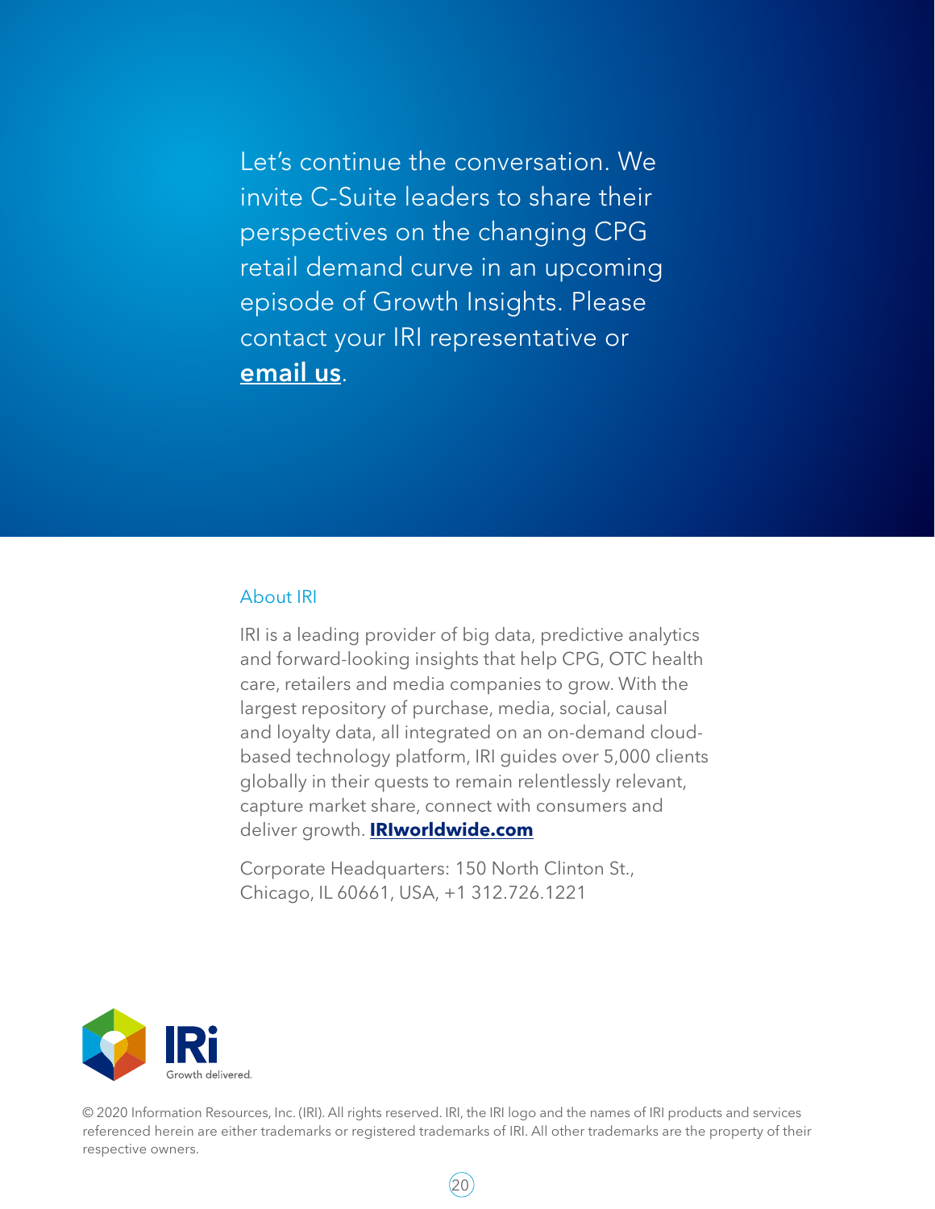Let's continue the conversation. We invite C-Suite leaders to share their perspectives on the changing CPG retail demand curve in an upcoming episode of Growth Insights. Please contact your IRI representative or **email us**.

## About IRI

IRI is a leading provider of big data, predictive analytics and forward-looking insights that help CPG, OTC health care, retailers and media companies to grow. With the largest repository of purchase, media, social, causal and loyalty data, all integrated on an on-demand cloud-based technology platform, IRI guides over 5,000 clients globally in their quests to remain relentlessly relevant, capture market share, connect with consumers and deliver growth. **IRIworldwide.com**

Corporate Headquarters: 150 North Clinton St., Chicago, IL 60661, USA, +1 312.726.1221

IRi Growth delivered.

© 2020 Information Resources, Inc. (IRI). All rights reserved. IRI, the IRI logo and the names of IRI products and services referenced herein are either trademarks or registered trademarks of IRI. All other trademarks are the property of their respective owners.